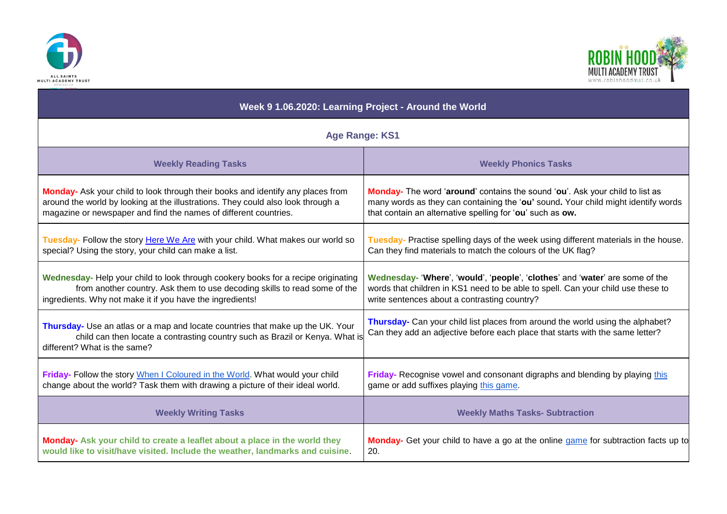| Week 9 1.06.2020: Learning Project - Around the World | |
|---|---|
| **Age Range: KS1** | |
| **Weekly Reading Tasks** | **Weekly Phonics Tasks** |
| **Monday-** Ask your child to look through their books and identify any places from around the world by looking at the illustrations. They could also look through a magazine or newspaper and find the names of different countries. | **Monday-** The word '**around**' contains the sound '**ou**'. Ask your child to list as many words as they can containing the '**ou'** sound**.** Your child might identify words that contain an alternative spelling for '**ou**' such as **ow.** |
| **Tuesday-** Follow the story [Here We Are] with your child. What makes our world so special? Using the story, your child can make a list. | **Tuesday-** Practise spelling days of the week using different materials in the house. Can they find materials to match the colours of the UK flag? |
| **Wednesday-** Help your child to look through cookery books for a recipe originating from another country. Ask them to use decoding skills to read some of the ingredients. Why not make it if you have the ingredients! | **Wednesday-** '**Where**', '**would**', '**people**', '**clothes**' and '**water**' are some of the words that children in KS1 need to be able to spell. Can your child use these to write sentences about a contrasting country? |
| **Thursday-** Use an atlas or a map and locate countries that make up the UK. Your child can then locate a contrasting country such as Brazil or Kenya. What is different? What is the same? | **Thursday-** Can your child list places from around the world using the alphabet? Can they add an adjective before each place that starts with the same letter? |
| **Friday-** Follow the story [When I Coloured in the World]. What would your child change about the world? Task them with drawing a picture of their ideal world. | **Friday-** Recognise vowel and consonant digraphs and blending by playing [this] game or add suffixes playing [this game]. |
| **Weekly Writing Tasks** | **Weekly Maths Tasks- Subtraction** |
| **Monday- Ask your child to create a leaflet about a place in the world they would like to visit/have visited. Include the weather, landmarks and cuisine**. | **Monday-** Get your child to have a go at the online [game] for subtraction facts up to 20. |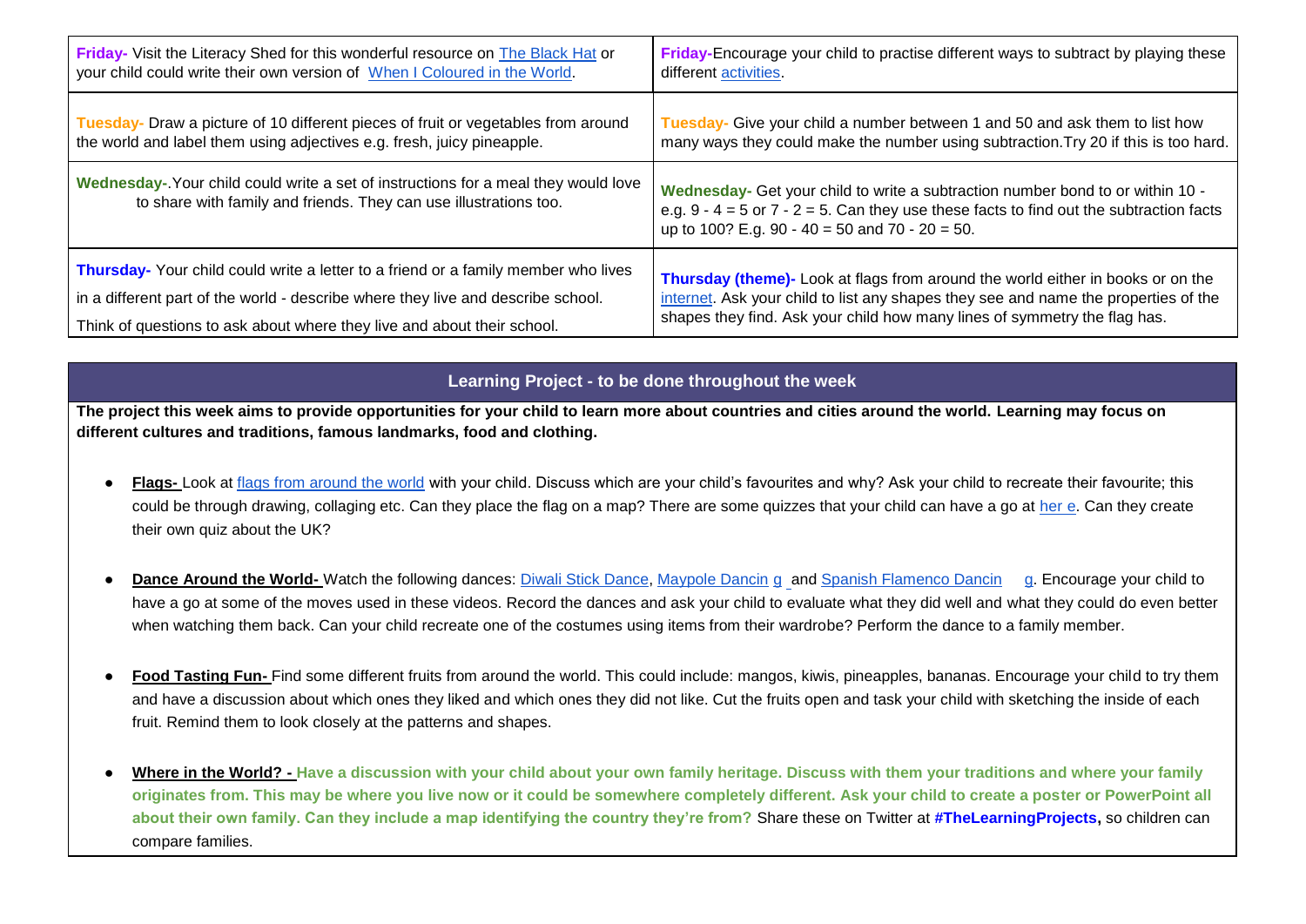| | |
|---|---|
| **Friday-** Visit the Literacy Shed for this wonderful resource on The Black Hat or your child could write their own version of When I Coloured in the World. | **Friday-**Encourage your child to practise different ways to subtract by playing these different activities. |
| **Tuesday-** Draw a picture of 10 different pieces of fruit or vegetables from around the world and label them using adjectives e.g. fresh, juicy pineapple. | **Tuesday-** Give your child a number between 1 and 50 and ask them to list how many ways they could make the number using subtraction.Try 20 if this is too hard. |
| **Wednesday-**.Your child could write a set of instructions for a meal they would love to share with family and friends. They can use illustrations too. | **Wednesday-** Get your child to write a subtraction number bond to or within 10 - e.g. 9 - 4 = 5 or 7 - 2 = 5. Can they use these facts to find out the subtraction facts up to 100? E.g. 90 - 40 = 50 and 70 - 20 = 50. |
| **Thursday-** Your child could write a letter to a friend or a family member who lives in a different part of the world - describe where they live and describe school. Think of questions to ask about where they live and about their school. | **Thursday (theme)-** Look at flags from around the world either in books or on the internet. Ask your child to list any shapes they see and name the properties of the shapes they find. Ask your child how many lines of symmetry the flag has. |

## Learning Project - to be done throughout the week

**The project this week aims to provide opportunities for your child to learn more about countries and cities around the world. Learning may focus on different cultures and traditions, famous landmarks, food and clothing.**

- **Flags-** Look at flags from around the world with your child. Discuss which are your child's favourites and why? Ask your child to recreate their favourite; this could be through drawing, collaging etc. Can they place the flag on a map? There are some quizzes that your child can have a go at here. Can they create their own quiz about the UK?
- **Dance Around the World-** Watch the following dances: Diwali Stick Dance, Maypole Dancing and Spanish Flamenco Dancing. Encourage your child to have a go at some of the moves used in these videos. Record the dances and ask your child to evaluate what they did well and what they could do even better when watching them back. Can your child recreate one of the costumes using items from their wardrobe? Perform the dance to a family member.
- **Food Tasting Fun-** Find some different fruits from around the world. This could include: mangos, kiwis, pineapples, bananas. Encourage your child to try them and have a discussion about which ones they liked and which ones they did not like. Cut the fruits open and task your child with sketching the inside of each fruit. Remind them to look closely at the patterns and shapes.
- **Where in the World? -** **Have a discussion with your child about your own family heritage. Discuss with them your traditions and where your family originates from. This may be where you live now or it could be somewhere completely different. Ask your child to create a poster or PowerPoint all about their own family. Can they include a map identifying the country they're from?** Share these on Twitter at **#TheLearningProjects,** so children can compare families.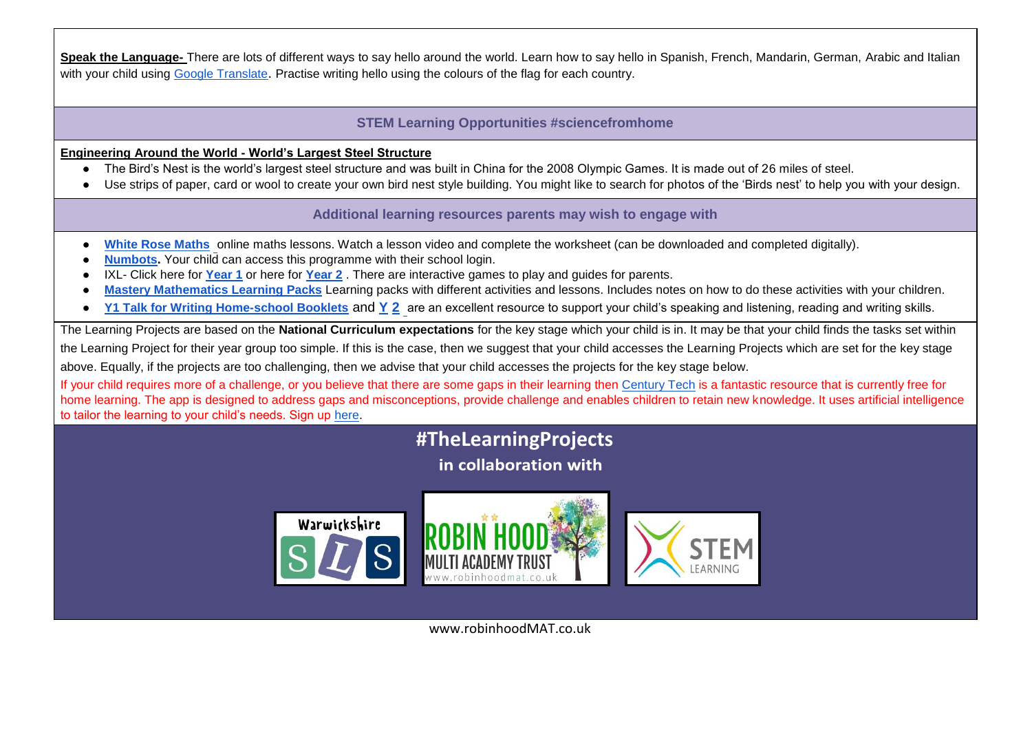**Speak the Language-** There are lots of different ways to say hello around the world. Learn how to say hello in Spanish, French, Mandarin, German, Arabic and Italian with your child using Google Translate. Practise writing hello using the colours of the flag for each country.

## STEM Learning Opportunities #sciencefromhome

**Engineering Around the World - World's Largest Steel Structure**

- The Bird's Nest is the world's largest steel structure and was built in China for the 2008 Olympic Games. It is made out of 26 miles of steel.
- Use strips of paper, card or wool to create your own bird nest style building. You might like to search for photos of the 'Birds nest' to help you with your design.

## Additional learning resources parents may wish to engage with

- **White Rose Maths** online maths lessons. Watch a lesson video and complete the worksheet (can be downloaded and completed digitally).
- **Numbots.** Your child can access this programme with their school login.
- IXL- Click here for **Year 1** or here for **Year 2** . There are interactive games to play and guides for parents.
- **Mastery Mathematics Learning Packs** Learning packs with different activities and lessons. Includes notes on how to do these activities with your children.
- **Y1 Talk for Writing Home-school Booklets** and **Y 2** are an excellent resource to support your child's speaking and listening, reading and writing skills.

The Learning Projects are based on the **National Curriculum expectations** for the key stage which your child is in. It may be that your child finds the tasks set within the Learning Project for their year group too simple. If this is the case, then we suggest that your child accesses the Learning Projects which are set for the key stage above. Equally, if the projects are too challenging, then we advise that your child accesses the projects for the key stage below.

If your child requires more of a challenge, or you believe that there are some gaps in their learning then Century Tech is a fantastic resource that is currently free for home learning. The app is designed to address gaps and misconceptions, provide challenge and enables children to retain new knowledge. It uses artificial intelligence to tailor the learning to your child's needs. Sign up here.

## #TheLearningProjects

**in collaboration with**

Warwickshire SLS

ROBIN HOOD MULTI ACADEMY TRUST www.robinhoodmat.co.uk

STEM LEARNING

www.robinhoodMAT.co.uk